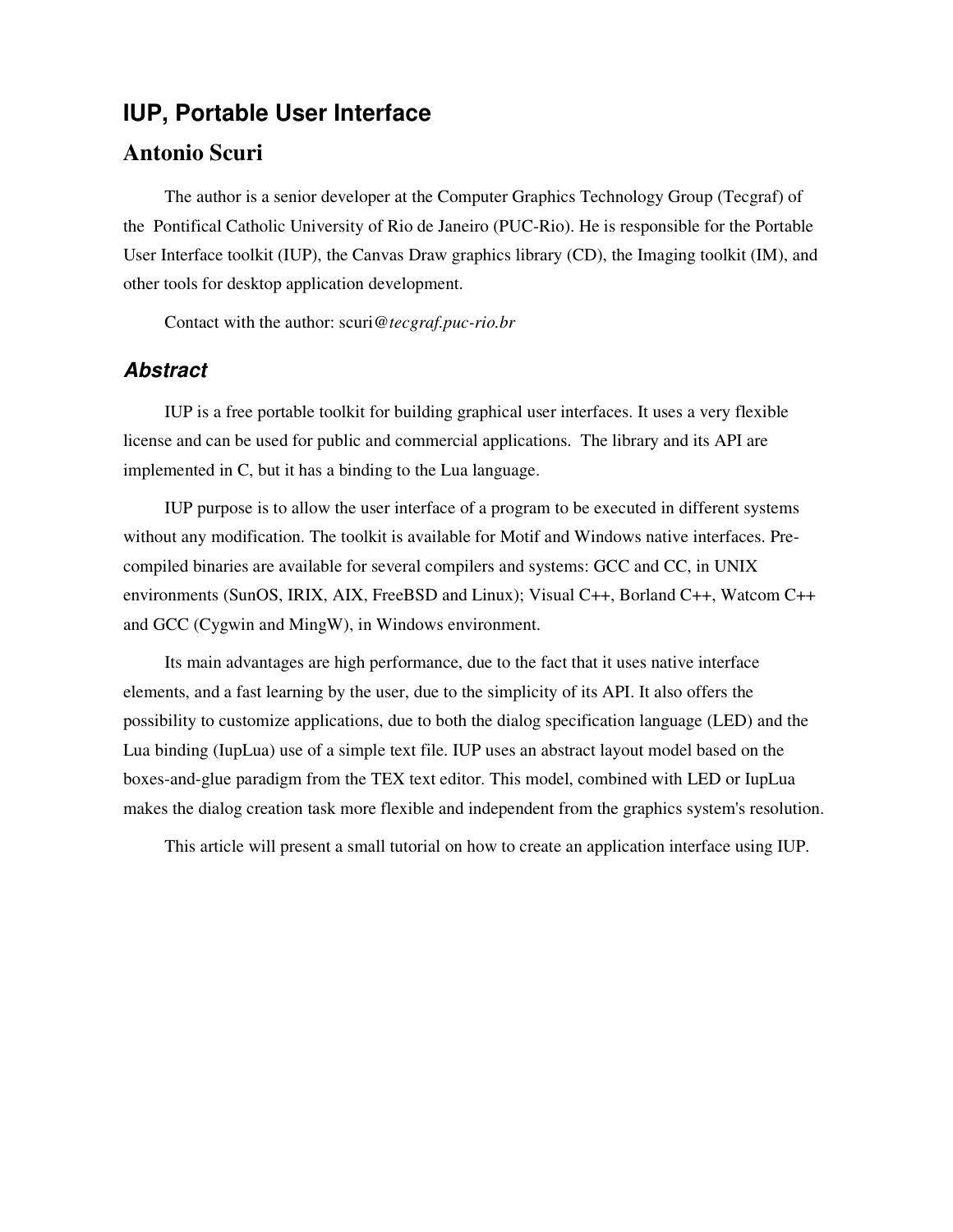# IUP, Portable User Interface

## Antonio Scuri

The author is a senior developer at the Computer Graphics Technology Group (Tecgraf) of the Pontifical Catholic University of Rio de Janeiro (PUC-Rio). He is responsible for the Portable User Interface toolkit (IUP), the Canvas Draw graphics library (CD), the Imaging toolkit (IM), and other tools for desktop application development.

Contact with the author: scuri@*tecgraf.puc-rio.br*

### *Abstract*

IUP is a free portable toolkit for building graphical user interfaces. It uses a very flexible license and can be used for public and commercial applications. The library and its API are implemented in C, but it has a binding to the Lua language.

IUP purpose is to allow the user interface of a program to be executed in different systems without any modification. The toolkit is available for Motif and Windows native interfaces. Pre-compiled binaries are available for several compilers and systems: GCC and CC, in UNIX environments (SunOS, IRIX, AIX, FreeBSD and Linux); Visual C++, Borland C++, Watcom C++ and GCC (Cygwin and MingW), in Windows environment.

Its main advantages are high performance, due to the fact that it uses native interface elements, and a fast learning by the user, due to the simplicity of its API. It also offers the possibility to customize applications, due to both the dialog specification language (LED) and the Lua binding (IupLua) use of a simple text file. IUP uses an abstract layout model based on the boxes-and-glue paradigm from the TEX text editor. This model, combined with LED or IupLua makes the dialog creation task more flexible and independent from the graphics system's resolution.

This article will present a small tutorial on how to create an application interface using IUP.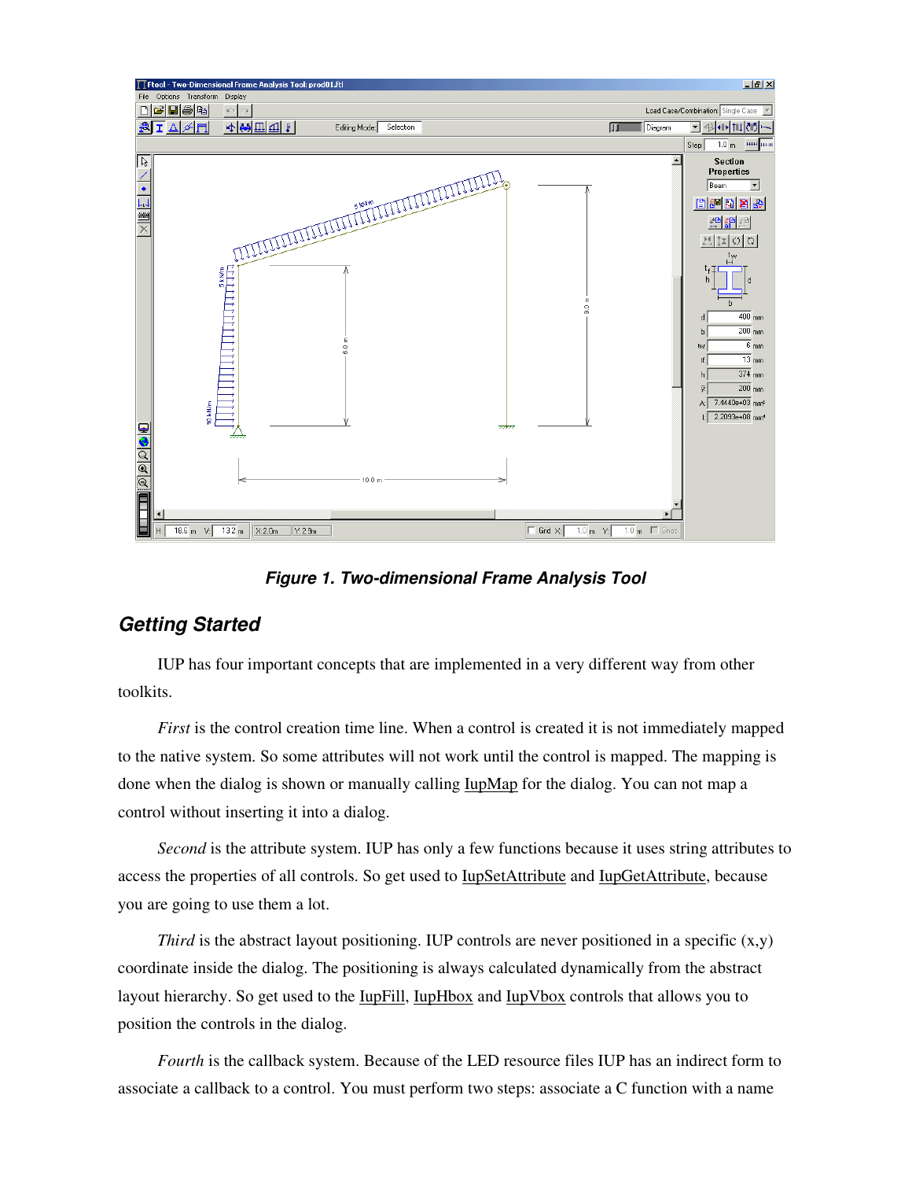*Figure 1. Two-dimensional Frame Analysis Tool*

## Getting Started

IUP has four important concepts that are implemented in a very different way from other toolkits.

*First* is the control creation time line. When a control is created it is not immediately mapped to the native system. So some attributes will not work until the control is mapped. The mapping is done when the dialog is shown or manually calling IupMap for the dialog. You can not map a control without inserting it into a dialog.

*Second* is the attribute system. IUP has only a few functions because it uses string attributes to access the properties of all controls. So get used to IupSetAttribute and IupGetAttribute, because you are going to use them a lot.

*Third* is the abstract layout positioning. IUP controls are never positioned in a specific (x,y) coordinate inside the dialog. The positioning is always calculated dynamically from the abstract layout hierarchy. So get used to the IupFill, IupHbox and IupVbox controls that allows you to position the controls in the dialog.

*Fourth* is the callback system. Because of the LED resource files IUP has an indirect form to associate a callback to a control. You must perform two steps: associate a C function with a name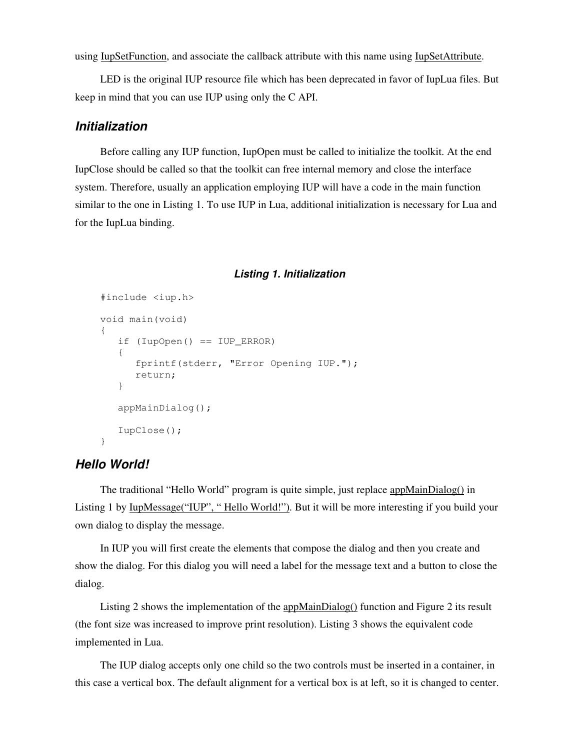using IupSetFunction, and associate the callback attribute with this name using IupSetAttribute.

LED is the original IUP resource file which has been deprecated in favor of IupLua files. But keep in mind that you can use IUP using only the C API.

### *Initialization*

Before calling any IUP function, IupOpen must be called to initialize the toolkit. At the end IupClose should be called so that the toolkit can free internal memory and close the interface system. Therefore, usually an application employing IUP will have a code in the main function similar to the one in Listing 1. To use IUP in Lua, additional initialization is necessary for Lua and for the IupLua binding.

***Listing 1. Initialization***

```
#include <iup.h>

void main(void)
{
   if (IupOpen() == IUP_ERROR)
   {
      fprintf(stderr, "Error Opening IUP.");
      return;
   }

   appMainDialog();

   IupClose();
}
```

### *Hello World!*

The traditional "Hello World" program is quite simple, just replace appMainDialog() in Listing 1 by IupMessage("IUP", " Hello World!"). But it will be more interesting if you build your own dialog to display the message.

In IUP you will first create the elements that compose the dialog and then you create and show the dialog. For this dialog you will need a label for the message text and a button to close the dialog.

Listing 2 shows the implementation of the appMainDialog() function and Figure 2 its result (the font size was increased to improve print resolution). Listing 3 shows the equivalent code implemented in Lua.

The IUP dialog accepts only one child so the two controls must be inserted in a container, in this case a vertical box. The default alignment for a vertical box is at left, so it is changed to center.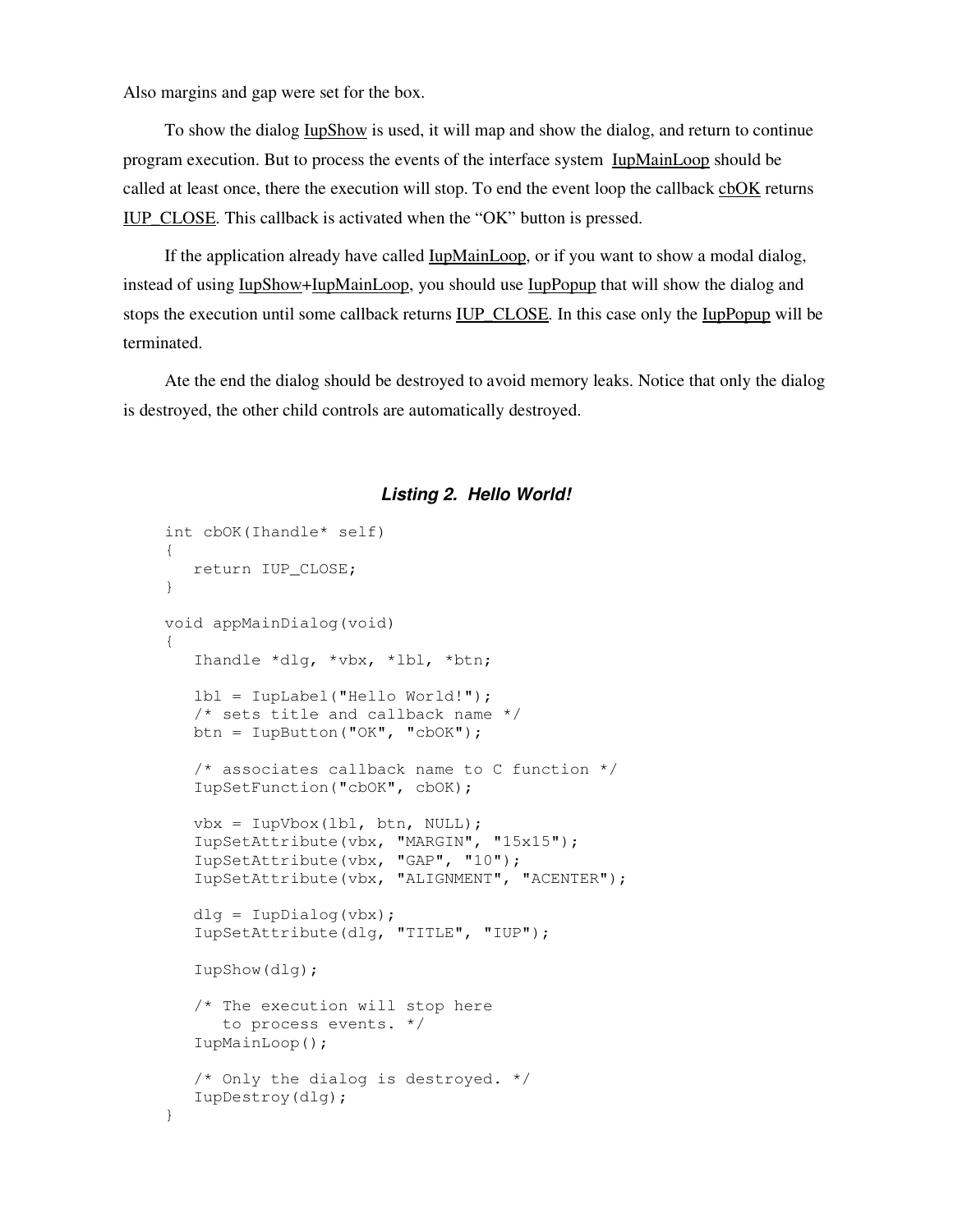Also margins and gap were set for the box.

To show the dialog IupShow is used, it will map and show the dialog, and return to continue program execution. But to process the events of the interface system IupMainLoop should be called at least once, there the execution will stop. To end the event loop the callback cbOK returns IUP_CLOSE. This callback is activated when the “OK” button is pressed.

If the application already have called IupMainLoop, or if you want to show a modal dialog, instead of using IupShow+IupMainLoop, you should use IupPopup that will show the dialog and stops the execution until some callback returns IUP_CLOSE. In this case only the IupPopup will be terminated.

Ate the end the dialog should be destroyed to avoid memory leaks. Notice that only the dialog is destroyed, the other child controls are automatically destroyed.

***Listing 2. Hello World!***

```
int cbOK(Ihandle* self)
{
   return IUP_CLOSE;
}

void appMainDialog(void)
{
   Ihandle *dlg, *vbx, *lbl, *btn;

   lbl = IupLabel("Hello World!");
   /* sets title and callback name */
   btn = IupButton("OK", "cbOK");

   /* associates callback name to C function */
   IupSetFunction("cbOK", cbOK);

   vbx = IupVbox(lbl, btn, NULL);
   IupSetAttribute(vbx, "MARGIN", "15x15");
   IupSetAttribute(vbx, "GAP", "10");
   IupSetAttribute(vbx, "ALIGNMENT", "ACENTER");

   dlg = IupDialog(vbx);
   IupSetAttribute(dlg, "TITLE", "IUP");

   IupShow(dlg);

   /* The execution will stop here
      to process events. */
   IupMainLoop();

   /* Only the dialog is destroyed. */
   IupDestroy(dlg);
}
```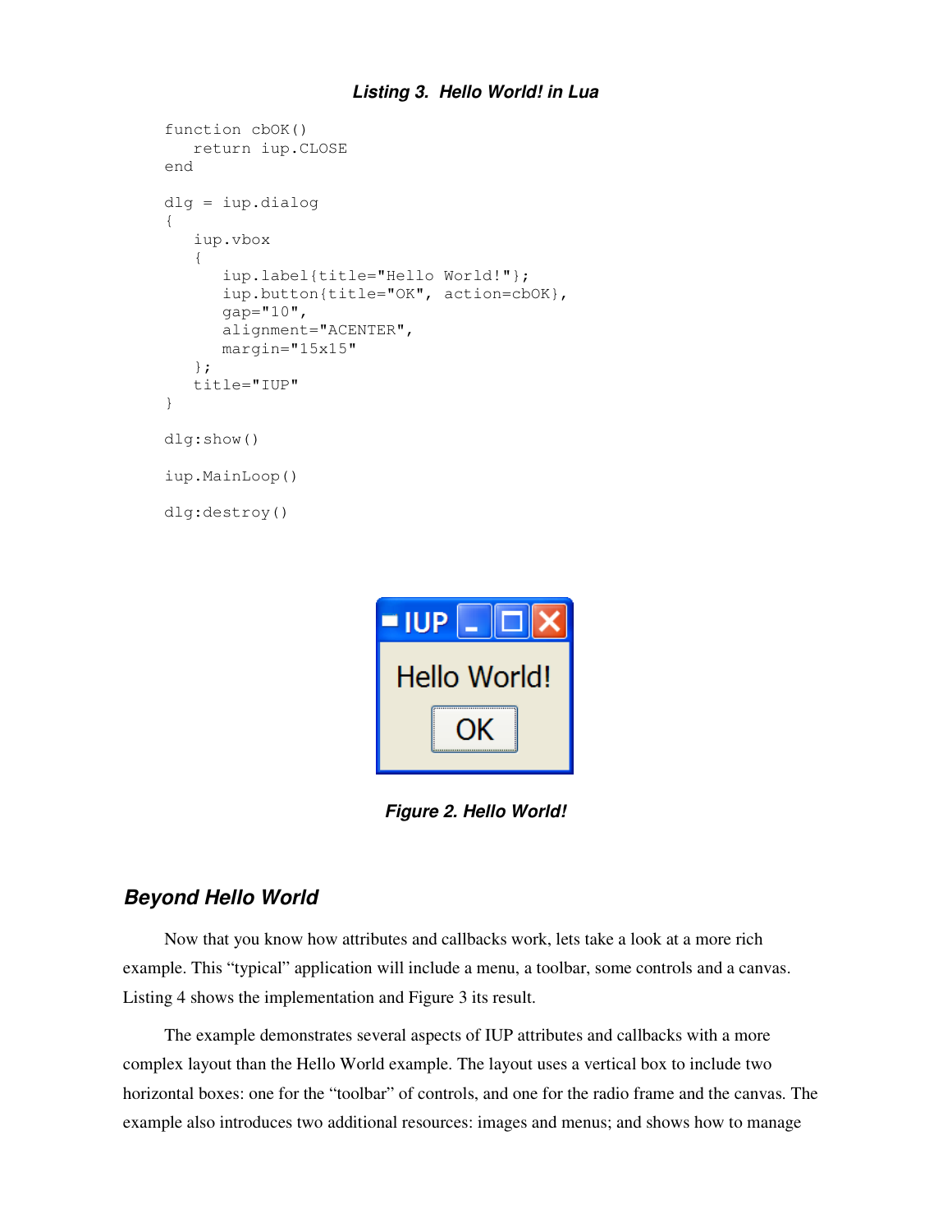***Listing 3. Hello World! in Lua***

```
function cbOK()
   return iup.CLOSE
end

dlg = iup.dialog
{
   iup.vbox
   {
      iup.label{title="Hello World!"};
      iup.button{title="OK", action=cbOK},
      gap="10",
      alignment="ACENTER",
      margin="15x15"
   };
   title="IUP"
}

dlg:show()

iup.MainLoop()

dlg:destroy()
```

***Figure 2. Hello World!***

## *Beyond Hello World*

Now that you know how attributes and callbacks work, lets take a look at a more rich example. This “typical” application will include a menu, a toolbar, some controls and a canvas. Listing 4 shows the implementation and Figure 3 its result.

The example demonstrates several aspects of IUP attributes and callbacks with a more complex layout than the Hello World example. The layout uses a vertical box to include two horizontal boxes: one for the “toolbar” of controls, and one for the radio frame and the canvas. The example also introduces two additional resources: images and menus; and shows how to manage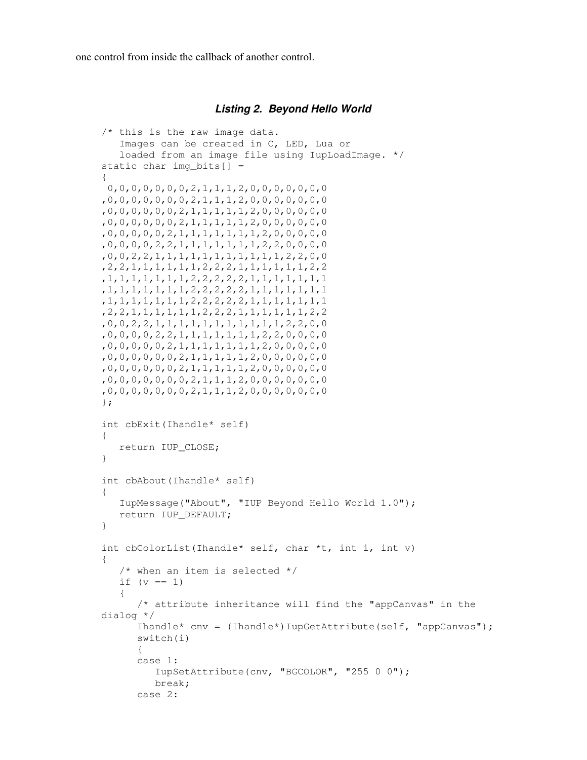one control from inside the callback of another control.

***Listing 2. Beyond Hello World***

```
/* this is the raw image data.
   Images can be created in C, LED, Lua or
   loaded from an image file using IupLoadImage. */
static char img_bits[] =
{
 0,0,0,0,0,0,0,2,1,1,1,2,0,0,0,0,0,0
,0,0,0,0,0,0,0,2,1,1,1,2,0,0,0,0,0,0
,0,0,0,0,0,0,2,1,1,1,1,1,2,0,0,0,0,0
,0,0,0,0,0,0,2,1,1,1,1,1,2,0,0,0,0,0
,0,0,0,0,0,2,1,1,1,1,1,1,1,2,0,0,0,0
,0,0,0,0,2,2,1,1,1,1,1,1,1,2,2,0,0,0
,0,0,2,2,1,1,1,1,1,1,1,1,1,1,1,2,2,0,0
,2,2,1,1,1,1,1,1,2,2,2,1,1,1,1,1,1,2,2
,1,1,1,1,1,1,1,2,2,2,2,2,1,1,1,1,1,1,1
,1,1,1,1,1,1,1,2,2,2,2,2,1,1,1,1,1,1,1
,1,1,1,1,1,1,1,2,2,2,2,2,1,1,1,1,1,1,1
,2,2,1,1,1,1,1,1,2,2,2,1,1,1,1,1,1,2,2
,0,0,2,2,1,1,1,1,1,1,1,1,1,1,1,2,2,0,0
,0,0,0,0,2,2,1,1,1,1,1,1,1,2,2,0,0,0
,0,0,0,0,0,2,1,1,1,1,1,1,1,2,0,0,0,0
,0,0,0,0,0,0,2,1,1,1,1,1,2,0,0,0,0,0
,0,0,0,0,0,0,2,1,1,1,1,1,2,0,0,0,0,0
,0,0,0,0,0,0,0,2,1,1,1,2,0,0,0,0,0,0
,0,0,0,0,0,0,0,2,1,1,1,2,0,0,0,0,0,0
};

int cbExit(Ihandle* self)
{
   return IUP_CLOSE;
}

int cbAbout(Ihandle* self)
{
   IupMessage("About", "IUP Beyond Hello World 1.0");
   return IUP_DEFAULT;
}

int cbColorList(Ihandle* self, char *t, int i, int v)
{
   /* when an item is selected */
   if (v == 1)
   {
      /* attribute inheritance will find the "appCanvas" in the
dialog */
      Ihandle* cnv = (Ihandle*)IupGetAttribute(self, "appCanvas");
      switch(i)
      {
      case 1:
         IupSetAttribute(cnv, "BGCOLOR", "255 0 0");
         break;
      case 2:
```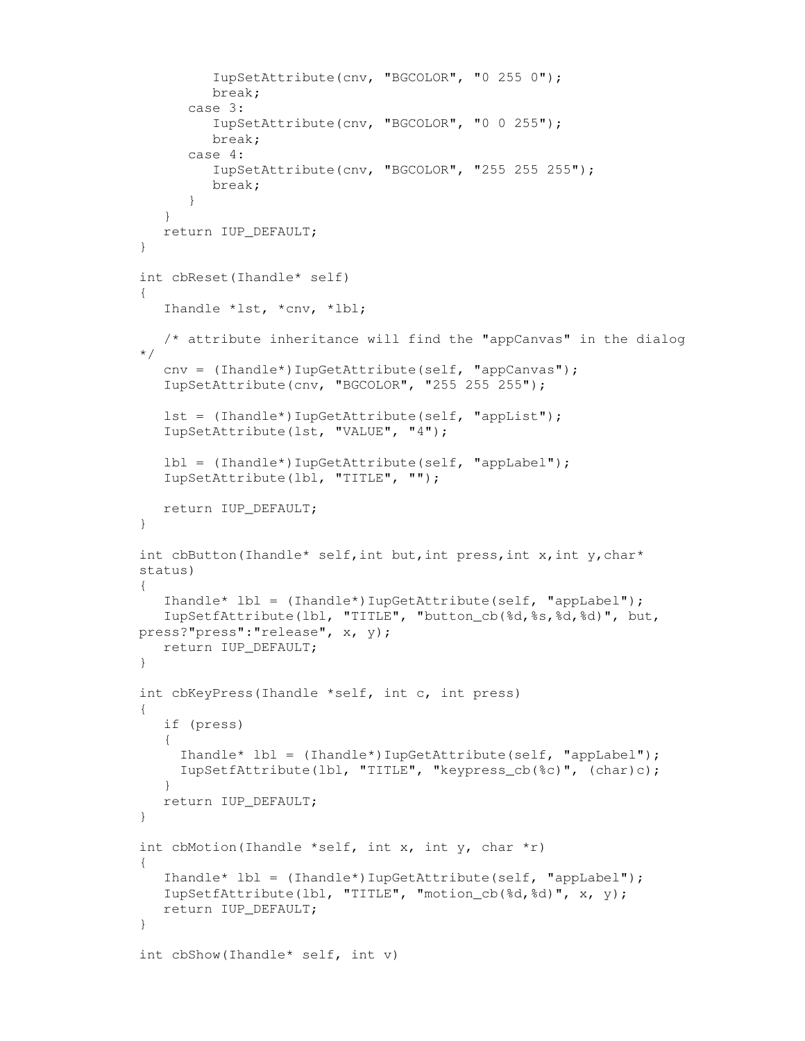```
         IupSetAttribute(cnv, "BGCOLOR", "0 255 0");
         break;
      case 3:
         IupSetAttribute(cnv, "BGCOLOR", "0 0 255");
         break;
      case 4:
         IupSetAttribute(cnv, "BGCOLOR", "255 255 255");
         break;
      }
   }
   return IUP_DEFAULT;
}

int cbReset(Ihandle* self)
{
   Ihandle *lst, *cnv, *lbl;

   /* attribute inheritance will find the "appCanvas" in the dialog
*/
   cnv = (Ihandle*)IupGetAttribute(self, "appCanvas");
   IupSetAttribute(cnv, "BGCOLOR", "255 255 255");

   lst = (Ihandle*)IupGetAttribute(self, "appList");
   IupSetAttribute(lst, "VALUE", "4");

   lbl = (Ihandle*)IupGetAttribute(self, "appLabel");
   IupSetAttribute(lbl, "TITLE", "");

   return IUP_DEFAULT;
}

int cbButton(Ihandle* self,int but,int press,int x,int y,char*
status)
{
   Ihandle* lbl = (Ihandle*)IupGetAttribute(self, "appLabel");
   IupSetfAttribute(lbl, "TITLE", "button_cb(%d,%s,%d,%d)", but,
press?"press":"release", x, y);
   return IUP_DEFAULT;
}

int cbKeyPress(Ihandle *self, int c, int press)
{
   if (press)
   {
     Ihandle* lbl = (Ihandle*)IupGetAttribute(self, "appLabel");
     IupSetfAttribute(lbl, "TITLE", "keypress_cb(%c)", (char)c);
   }
   return IUP_DEFAULT;
}

int cbMotion(Ihandle *self, int x, int y, char *r)
{
   Ihandle* lbl = (Ihandle*)IupGetAttribute(self, "appLabel");
   IupSetfAttribute(lbl, "TITLE", "motion_cb(%d,%d)", x, y);
   return IUP_DEFAULT;
}

int cbShow(Ihandle* self, int v)
```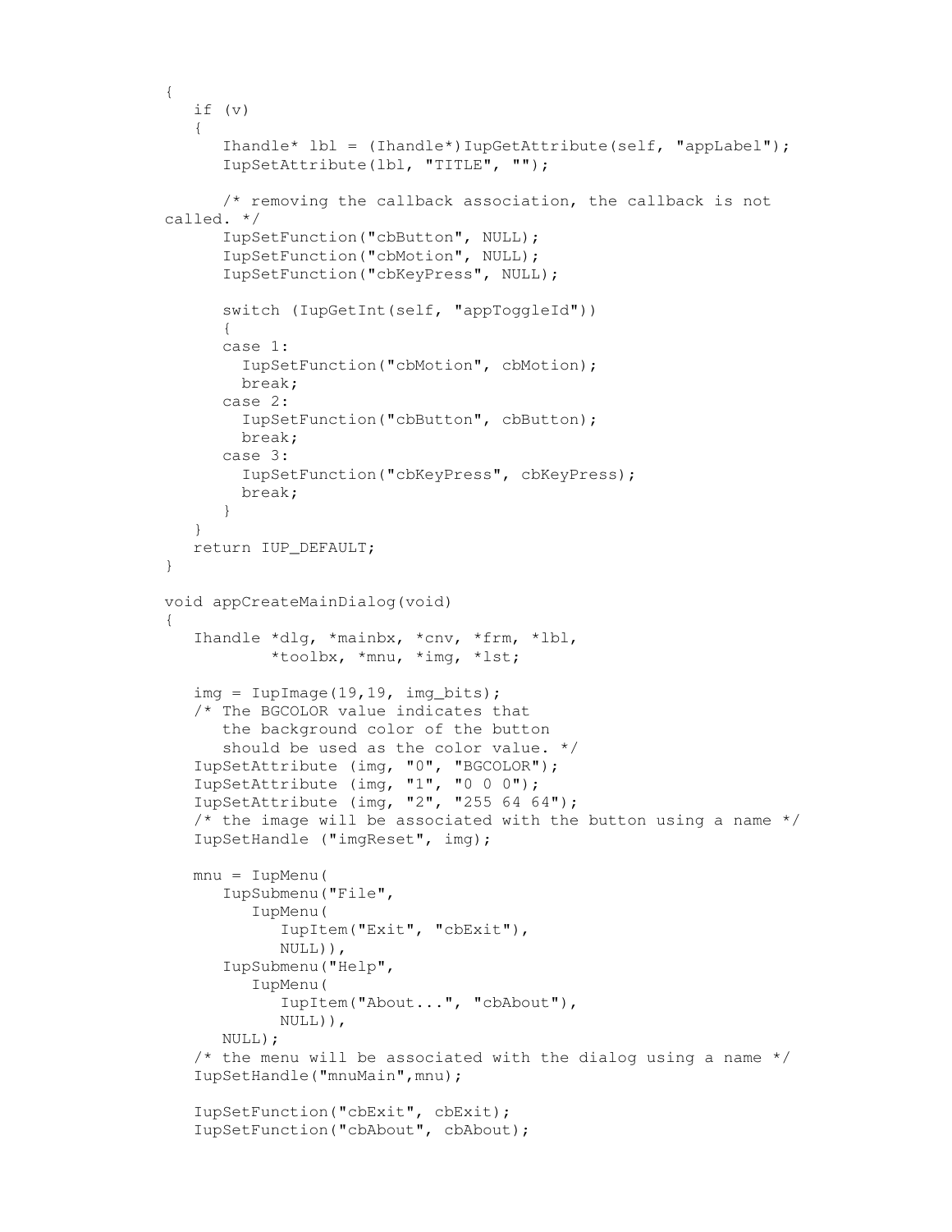```c
{
   if (v)
   {
      Ihandle* lbl = (Ihandle*)IupGetAttribute(self, "appLabel");
      IupSetAttribute(lbl, "TITLE", "");

      /* removing the callback association, the callback is not
called. */
      IupSetFunction("cbButton", NULL);
      IupSetFunction("cbMotion", NULL);
      IupSetFunction("cbKeyPress", NULL);

      switch (IupGetInt(self, "appToggleId"))
      {
      case 1:
        IupSetFunction("cbMotion", cbMotion);
        break;
      case 2:
        IupSetFunction("cbButton", cbButton);
        break;
      case 3:
        IupSetFunction("cbKeyPress", cbKeyPress);
        break;
      }
   }
   return IUP_DEFAULT;
}

void appCreateMainDialog(void)
{
   Ihandle *dlg, *mainbx, *cnv, *frm, *lbl,
           *toolbx, *mnu, *img, *lst;

   img = IupImage(19,19, img_bits);
   /* The BGCOLOR value indicates that
      the background color of the button
      should be used as the color value. */
   IupSetAttribute (img, "0", "BGCOLOR");
   IupSetAttribute (img, "1", "0 0 0");
   IupSetAttribute (img, "2", "255 64 64");
   /* the image will be associated with the button using a name */
   IupSetHandle ("imgReset", img);

   mnu = IupMenu(
      IupSubmenu("File",
         IupMenu(
            IupItem("Exit", "cbExit"),
            NULL)),
      IupSubmenu("Help",
         IupMenu(
            IupItem("About...", "cbAbout"),
            NULL)),
      NULL);
   /* the menu will be associated with the dialog using a name */
   IupSetHandle("mnuMain",mnu);

   IupSetFunction("cbExit", cbExit);
   IupSetFunction("cbAbout", cbAbout);
```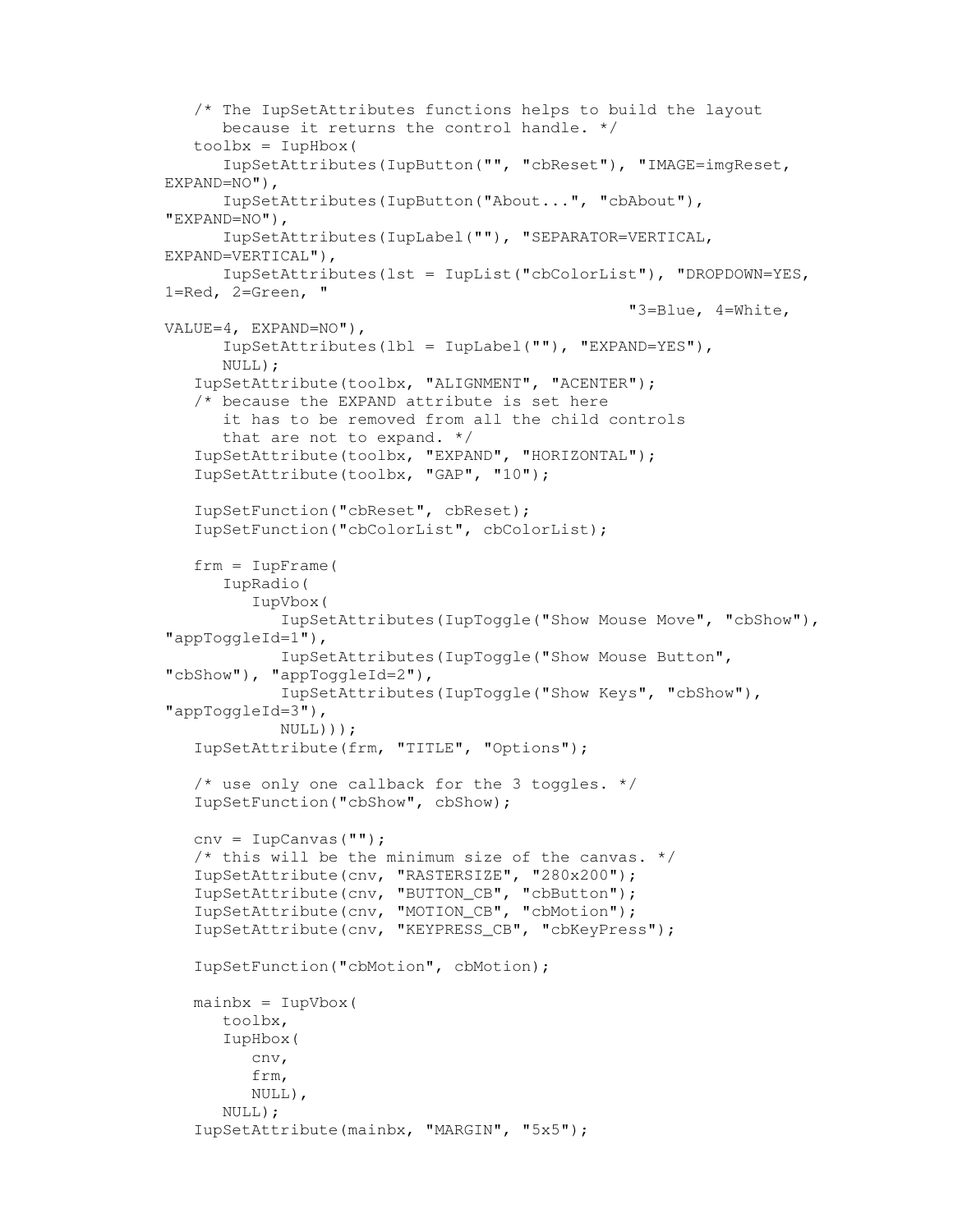```c
   /* The IupSetAttributes functions helps to build the layout
      because it returns the control handle. */
   toolbx = IupHbox(
      IupSetAttributes(IupButton("", "cbReset"), "IMAGE=imgReset, 
EXPAND=NO"),
      IupSetAttributes(IupButton("About...", "cbAbout"), 
"EXPAND=NO"),
      IupSetAttributes(IupLabel(""), "SEPARATOR=VERTICAL, 
EXPAND=VERTICAL"),
      IupSetAttributes(lst = IupList("cbColorList"), "DROPDOWN=YES, 
1=Red, 2=Green, "
                                                    "3=Blue, 4=White, 
VALUE=4, EXPAND=NO"),
      IupSetAttributes(lbl = IupLabel(""), "EXPAND=YES"),
      NULL);
   IupSetAttribute(toolbx, "ALIGNMENT", "ACENTER");
   /* because the EXPAND attribute is set here
      it has to be removed from all the child controls
      that are not to expand. */
   IupSetAttribute(toolbx, "EXPAND", "HORIZONTAL");
   IupSetAttribute(toolbx, "GAP", "10");

   IupSetFunction("cbReset", cbReset);
   IupSetFunction("cbColorList", cbColorList);

   frm = IupFrame(
      IupRadio(
         IupVbox(
            IupSetAttributes(IupToggle("Show Mouse Move", "cbShow"), 
"appToggleId=1"),
            IupSetAttributes(IupToggle("Show Mouse Button", 
"cbShow"), "appToggleId=2"),
            IupSetAttributes(IupToggle("Show Keys", "cbShow"), 
"appToggleId=3"),
            NULL)));
   IupSetAttribute(frm, "TITLE", "Options");

   /* use only one callback for the 3 toggles. */
   IupSetFunction("cbShow", cbShow);

   cnv = IupCanvas("");
   /* this will be the minimum size of the canvas. */
   IupSetAttribute(cnv, "RASTERSIZE", "280x200");
   IupSetAttribute(cnv, "BUTTON_CB", "cbButton");
   IupSetAttribute(cnv, "MOTION_CB", "cbMotion");
   IupSetAttribute(cnv, "KEYPRESS_CB", "cbKeyPress");

   IupSetFunction("cbMotion", cbMotion);

   mainbx = IupVbox(
      toolbx,
      IupHbox(
         cnv,
         frm,
         NULL),
      NULL);
   IupSetAttribute(mainbx, "MARGIN", "5x5");
```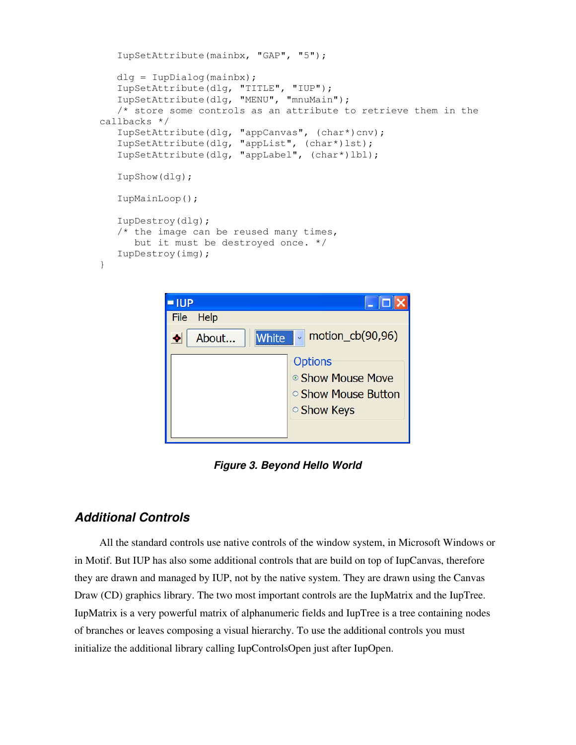```
   IupSetAttribute(mainbx, "GAP", "5");

   dlg = IupDialog(mainbx);
   IupSetAttribute(dlg, "TITLE", "IUP");
   IupSetAttribute(dlg, "MENU", "mnuMain");
   /* store some controls as an attribute to retrieve them in the
callbacks */
   IupSetAttribute(dlg, "appCanvas", (char*)cnv);
   IupSetAttribute(dlg, "appList", (char*)lst);
   IupSetAttribute(dlg, "appLabel", (char*)lbl);

   IupShow(dlg);

   IupMainLoop();

   IupDestroy(dlg);
   /* the image can be reused many times,
      but it must be destroyed once. */
   IupDestroy(img);
}
```

***Figure 3. Beyond Hello World***

## *Additional Controls*

All the standard controls use native controls of the window system, in Microsoft Windows or in Motif. But IUP has also some additional controls that are build on top of IupCanvas, therefore they are drawn and managed by IUP, not by the native system. They are drawn using the Canvas Draw (CD) graphics library. The two most important controls are the IupMatrix and the IupTree. IupMatrix is a very powerful matrix of alphanumeric fields and IupTree is a tree containing nodes of branches or leaves composing a visual hierarchy. To use the additional controls you must initialize the additional library calling IupControlsOpen just after IupOpen.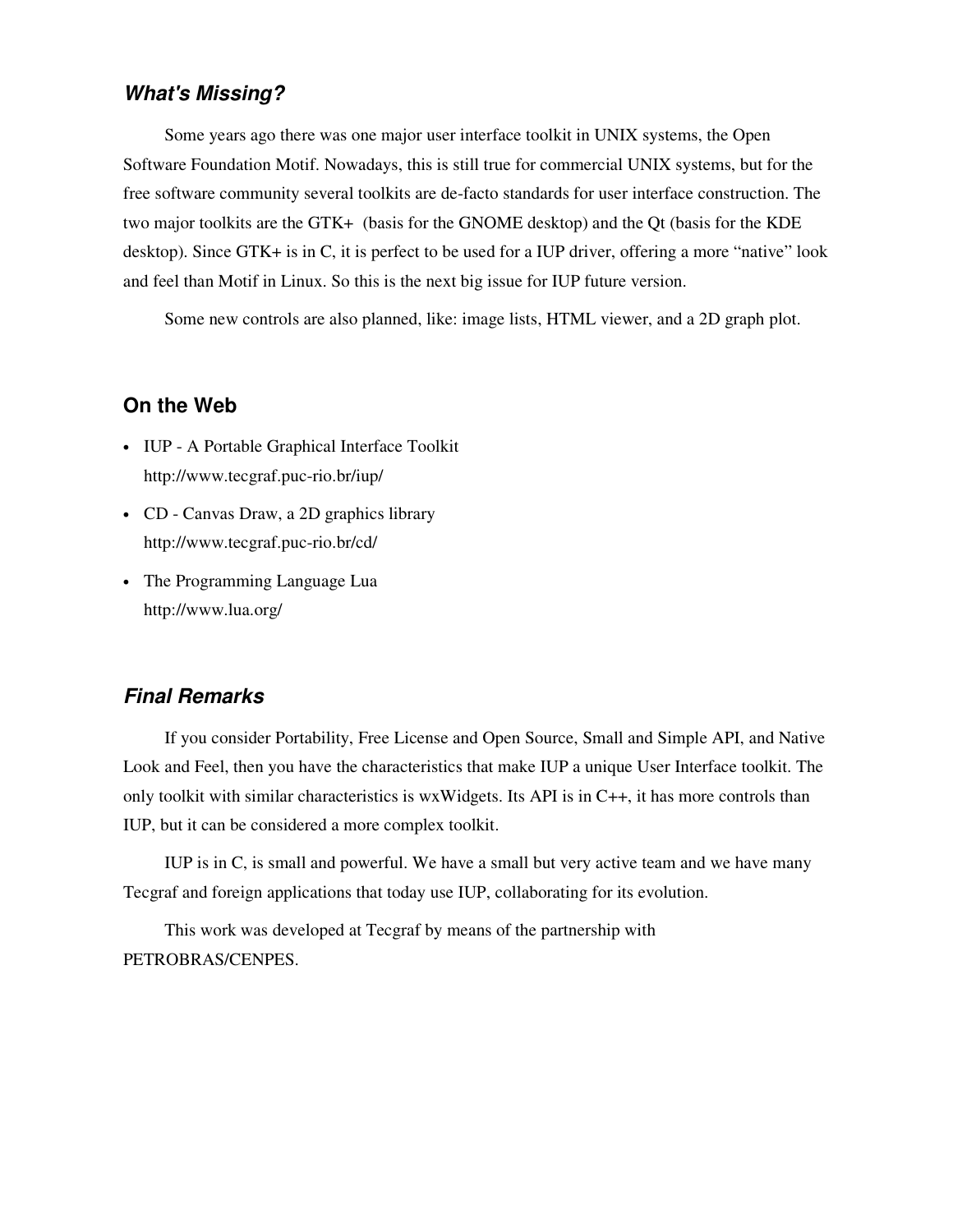## *What's Missing?*

Some years ago there was one major user interface toolkit in UNIX systems, the Open Software Foundation Motif. Nowadays, this is still true for commercial UNIX systems, but for the free software community several toolkits are de-facto standards for user interface construction. The two major toolkits are the GTK+ (basis for the GNOME desktop) and the Qt (basis for the KDE desktop). Since GTK+ is in C, it is perfect to be used for a IUP driver, offering a more "native" look and feel than Motif in Linux. So this is the next big issue for IUP future version.

Some new controls are also planned, like: image lists, HTML viewer, and a 2D graph plot.

## On the Web

- IUP - A Portable Graphical Interface Toolkit
  http://www.tecgraf.puc-rio.br/iup/
- CD - Canvas Draw, a 2D graphics library
  http://www.tecgraf.puc-rio.br/cd/
- The Programming Language Lua
  http://www.lua.org/

## *Final Remarks*

If you consider Portability, Free License and Open Source, Small and Simple API, and Native Look and Feel, then you have the characteristics that make IUP a unique User Interface toolkit. The only toolkit with similar characteristics is wxWidgets. Its API is in C++, it has more controls than IUP, but it can be considered a more complex toolkit.

IUP is in C, is small and powerful. We have a small but very active team and we have many Tecgraf and foreign applications that today use IUP, collaborating for its evolution.

This work was developed at Tecgraf by means of the partnership with PETROBRAS/CENPES.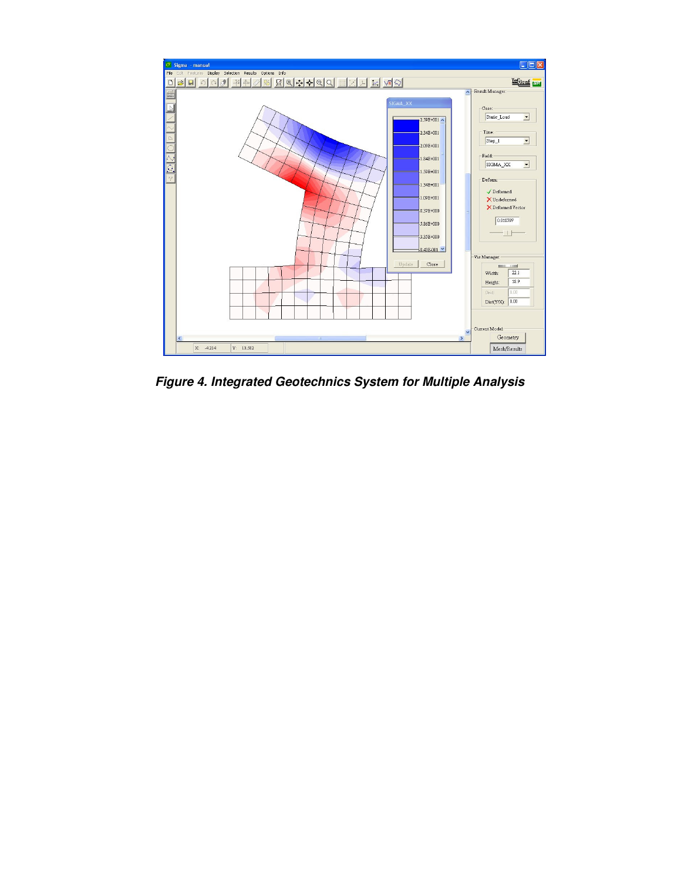*Figure 4. Integrated Geotechnics System for Multiple Analysis*